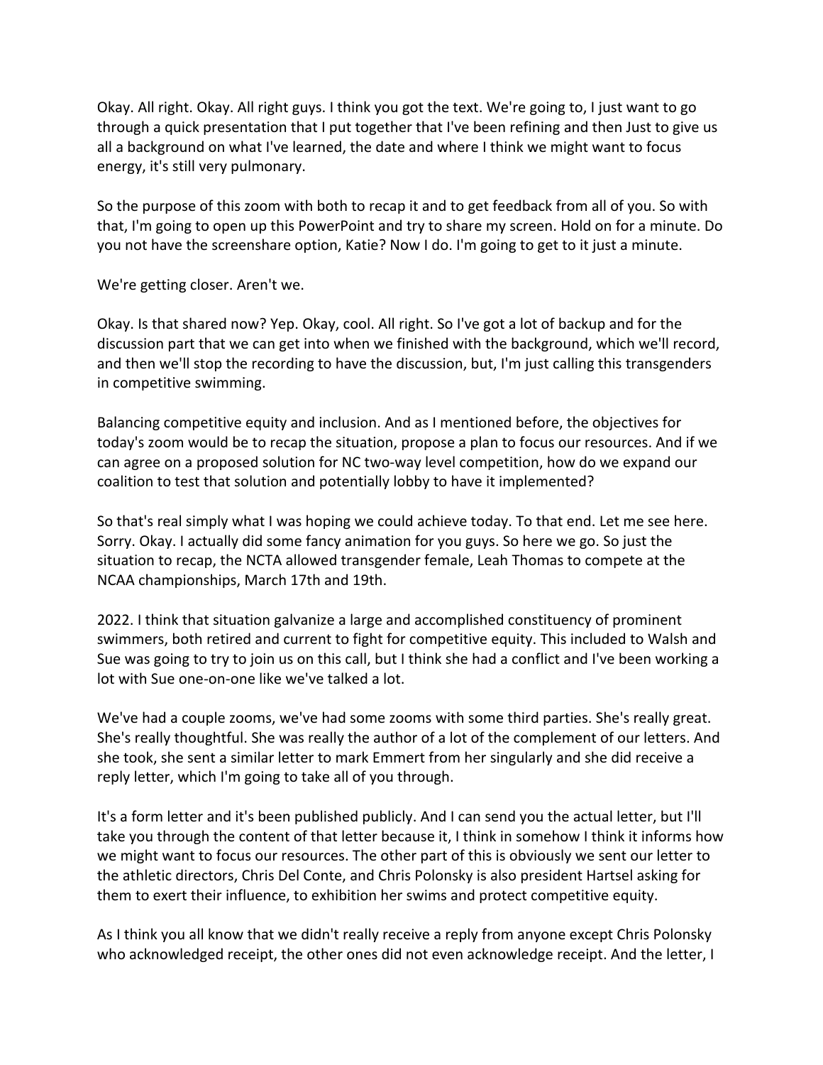Okay. All right. Okay. All right guys. I think you got the text. We're going to, I just want to go through a quick presentation that I put together that I've been refining and then Just to give us all a background on what I've learned, the date and where I think we might want to focus energy, it's still very pulmonary.

So the purpose of this zoom with both to recap it and to get feedback from all of you. So with that, I'm going to open up this PowerPoint and try to share my screen. Hold on for a minute. Do you not have the screenshare option, Katie? Now I do. I'm going to get to it just a minute.

We're getting closer. Aren't we.

Okay. Is that shared now? Yep. Okay, cool. All right. So I've got a lot of backup and for the discussion part that we can get into when we finished with the background, which we'll record, and then we'll stop the recording to have the discussion, but, I'm just calling this transgenders in competitive swimming.

Balancing competitive equity and inclusion. And as I mentioned before, the objectives for today's zoom would be to recap the situation, propose a plan to focus our resources. And if we can agree on a proposed solution for NC two-way level competition, how do we expand our coalition to test that solution and potentially lobby to have it implemented?

So that's real simply what I was hoping we could achieve today. To that end. Let me see here. Sorry. Okay. I actually did some fancy animation for you guys. So here we go. So just the situation to recap, the NCTA allowed transgender female, Leah Thomas to compete at the NCAA championships, March 17th and 19th.

2022. I think that situation galvanize a large and accomplished constituency of prominent swimmers, both retired and current to fight for competitive equity. This included to Walsh and Sue was going to try to join us on this call, but I think she had a conflict and I've been working a lot with Sue one-on-one like we've talked a lot.

We've had a couple zooms, we've had some zooms with some third parties. She's really great. She's really thoughtful. She was really the author of a lot of the complement of our letters. And she took, she sent a similar letter to mark Emmert from her singularly and she did receive a reply letter, which I'm going to take all of you through.

It's a form letter and it's been published publicly. And I can send you the actual letter, but I'll take you through the content of that letter because it, I think in somehow I think it informs how we might want to focus our resources. The other part of this is obviously we sent our letter to the athletic directors, Chris Del Conte, and Chris Polonsky is also president Hartsel asking for them to exert their influence, to exhibition her swims and protect competitive equity.

As I think you all know that we didn't really receive a reply from anyone except Chris Polonsky who acknowledged receipt, the other ones did not even acknowledge receipt. And the letter, I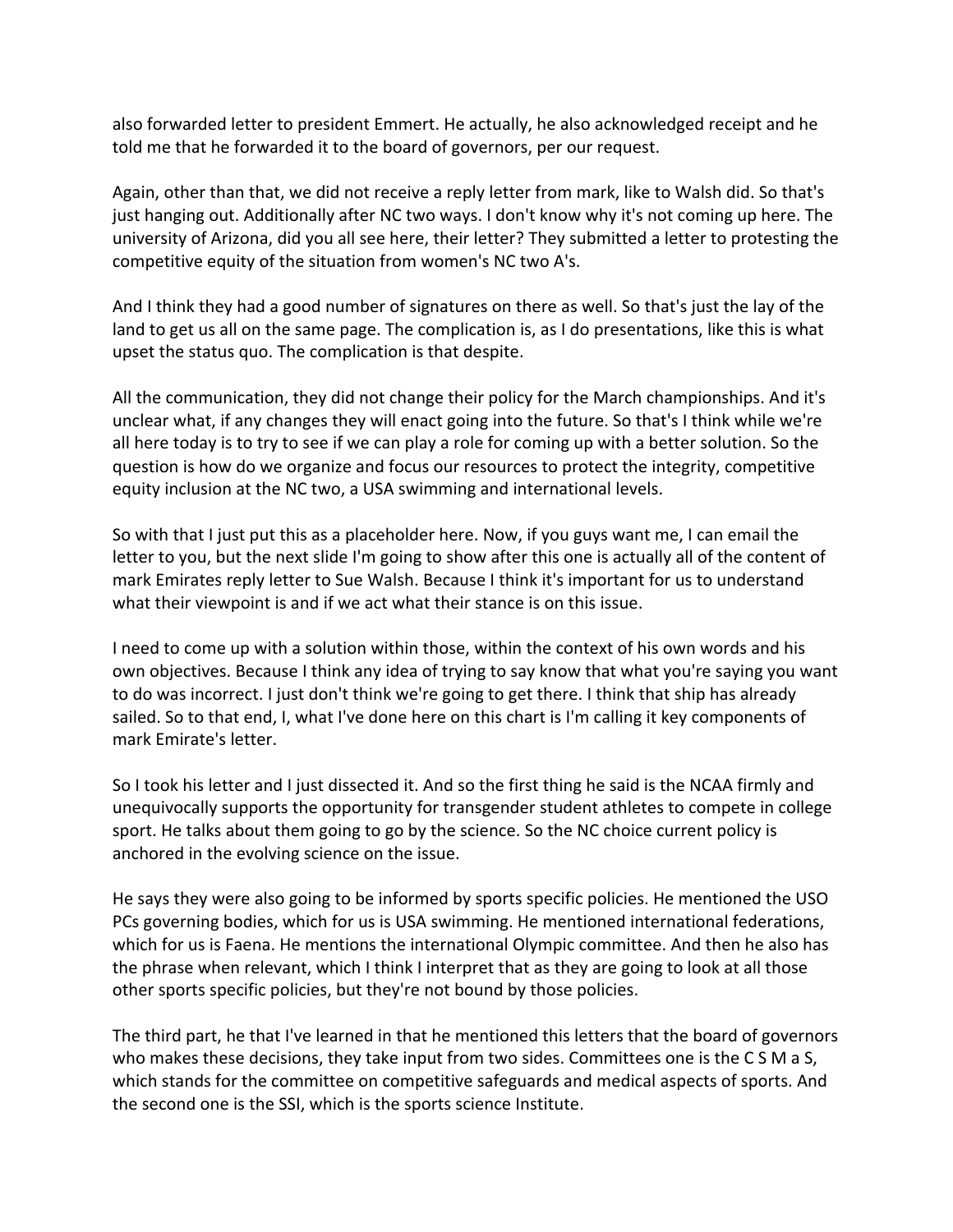also forwarded letter to president Emmert. He actually, he also acknowledged receipt and he told me that he forwarded it to the board of governors, per our request.

Again, other than that, we did not receive a reply letter from mark, like to Walsh did. So that's just hanging out. Additionally after NC two ways. I don't know why it's not coming up here. The university of Arizona, did you all see here, their letter? They submitted a letter to protesting the competitive equity of the situation from women's NC two A's.

And I think they had a good number of signatures on there as well. So that's just the lay of the land to get us all on the same page. The complication is, as I do presentations, like this is what upset the status quo. The complication is that despite.

All the communication, they did not change their policy for the March championships. And it's unclear what, if any changes they will enact going into the future. So that's I think while we're all here today is to try to see if we can play a role for coming up with a better solution. So the question is how do we organize and focus our resources to protect the integrity, competitive equity inclusion at the NC two, a USA swimming and international levels.

So with that I just put this as a placeholder here. Now, if you guys want me, I can email the letter to you, but the next slide I'm going to show after this one is actually all of the content of mark Emirates reply letter to Sue Walsh. Because I think it's important for us to understand what their viewpoint is and if we act what their stance is on this issue.

I need to come up with a solution within those, within the context of his own words and his own objectives. Because I think any idea of trying to say know that what you're saying you want to do was incorrect. I just don't think we're going to get there. I think that ship has already sailed. So to that end, I, what I've done here on this chart is I'm calling it key components of mark Emirate's letter.

So I took his letter and I just dissected it. And so the first thing he said is the NCAA firmly and unequivocally supports the opportunity for transgender student athletes to compete in college sport. He talks about them going to go by the science. So the NC choice current policy is anchored in the evolving science on the issue.

He says they were also going to be informed by sports specific policies. He mentioned the USO PCs governing bodies, which for us is USA swimming. He mentioned international federations, which for us is Faena. He mentions the international Olympic committee. And then he also has the phrase when relevant, which I think I interpret that as they are going to look at all those other sports specific policies, but they're not bound by those policies.

The third part, he that I've learned in that he mentioned this letters that the board of governors who makes these decisions, they take input from two sides. Committees one is the C S M a S, which stands for the committee on competitive safeguards and medical aspects of sports. And the second one is the SSI, which is the sports science Institute.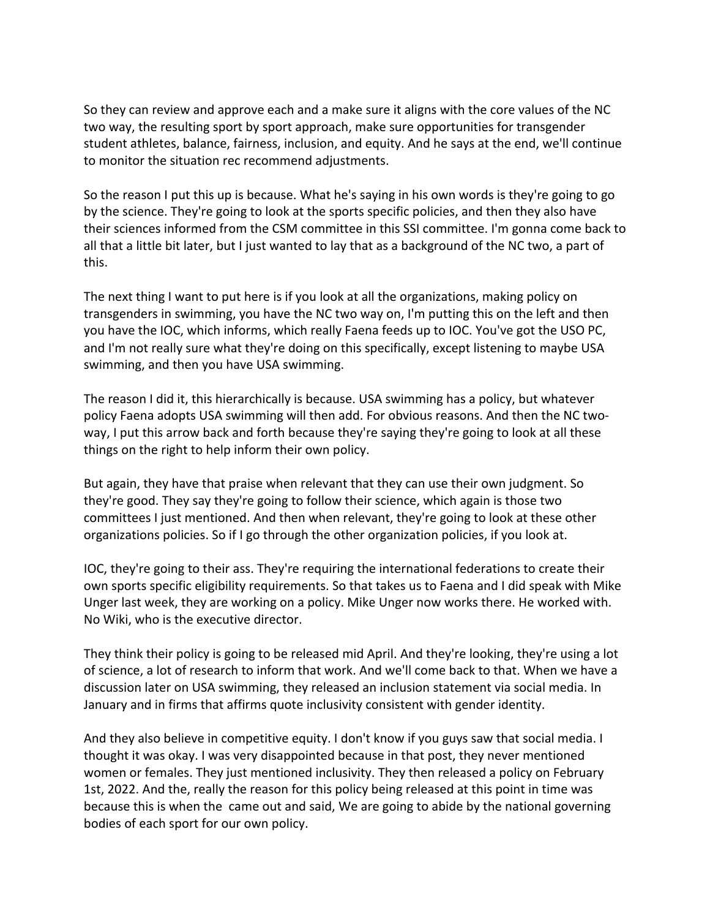So they can review and approve each and a make sure it aligns with the core values of the NC two way, the resulting sport by sport approach, make sure opportunities for transgender student athletes, balance, fairness, inclusion, and equity. And he says at the end, we'll continue to monitor the situation rec recommend adjustments.

So the reason I put this up is because. What he's saying in his own words is they're going to go by the science. They're going to look at the sports specific policies, and then they also have their sciences informed from the CSM committee in this SSI committee. I'm gonna come back to all that a little bit later, but I just wanted to lay that as a background of the NC two, a part of this.

The next thing I want to put here is if you look at all the organizations, making policy on transgenders in swimming, you have the NC two way on, I'm putting this on the left and then you have the IOC, which informs, which really Faena feeds up to IOC. You've got the USO PC, and I'm not really sure what they're doing on this specifically, except listening to maybe USA swimming, and then you have USA swimming.

The reason I did it, this hierarchically is because. USA swimming has a policy, but whatever policy Faena adopts USA swimming will then add. For obvious reasons. And then the NC two-way, I put this arrow back and forth because they're saying they're going to look at all these things on the right to help inform their own policy.

But again, they have that praise when relevant that they can use their own judgment. So they're good. They say they're going to follow their science, which again is those two committees I just mentioned. And then when relevant, they're going to look at these other organizations policies. So if I go through the other organization policies, if you look at.

IOC, they're going to their ass. They're requiring the international federations to create their own sports specific eligibility requirements. So that takes us to Faena and I did speak with Mike Unger last week, they are working on a policy. Mike Unger now works there. He worked with. No Wiki, who is the executive director.

They think their policy is going to be released mid April. And they're looking, they're using a lot of science, a lot of research to inform that work. And we'll come back to that. When we have a discussion later on USA swimming, they released an inclusion statement via social media. In January and in firms that affirms quote inclusivity consistent with gender identity.

And they also believe in competitive equity. I don't know if you guys saw that social media. I thought it was okay. I was very disappointed because in that post, they never mentioned women or females. They just mentioned inclusivity. They then released a policy on February 1st, 2022. And the, really the reason for this policy being released at this point in time was because this is when the  came out and said, We are going to abide by the national governing bodies of each sport for our own policy.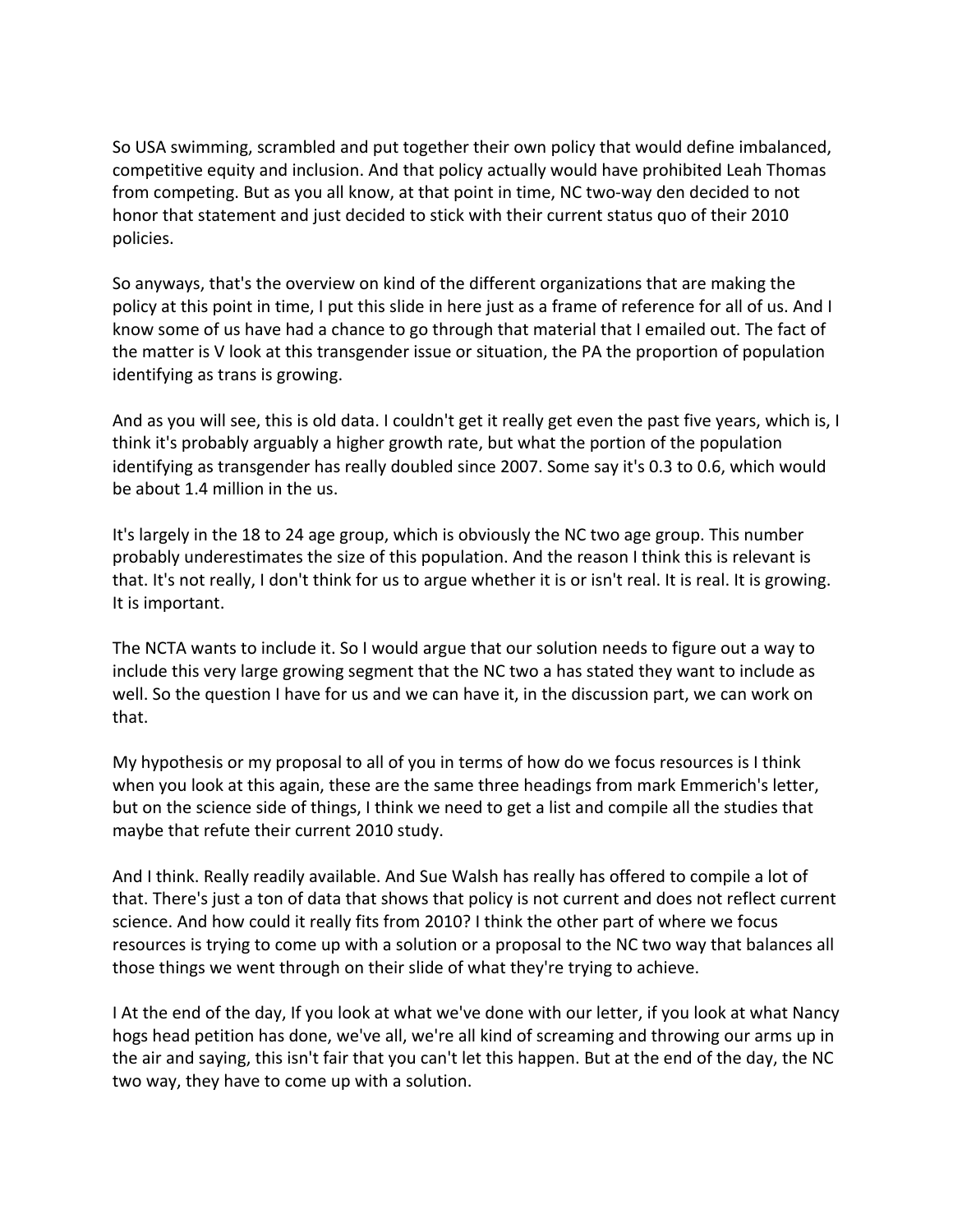So USA swimming, scrambled and put together their own policy that would define imbalanced, competitive equity and inclusion. And that policy actually would have prohibited Leah Thomas from competing. But as you all know, at that point in time, NC two-way den decided to not honor that statement and just decided to stick with their current status quo of their 2010 policies.

So anyways, that's the overview on kind of the different organizations that are making the policy at this point in time, I put this slide in here just as a frame of reference for all of us. And I know some of us have had a chance to go through that material that I emailed out. The fact of the matter is V look at this transgender issue or situation, the PA the proportion of population identifying as trans is growing.

And as you will see, this is old data. I couldn't get it really get even the past five years, which is, I think it's probably arguably a higher growth rate, but what the portion of the population identifying as transgender has really doubled since 2007. Some say it's 0.3 to 0.6, which would be about 1.4 million in the us.

It's largely in the 18 to 24 age group, which is obviously the NC two age group. This number probably underestimates the size of this population. And the reason I think this is relevant is that. It's not really, I don't think for us to argue whether it is or isn't real. It is real. It is growing. It is important.

The NCTA wants to include it. So I would argue that our solution needs to figure out a way to include this very large growing segment that the NC two a has stated they want to include as well. So the question I have for us and we can have it, in the discussion part, we can work on that.

My hypothesis or my proposal to all of you in terms of how do we focus resources is I think when you look at this again, these are the same three headings from mark Emmerich's letter, but on the science side of things, I think we need to get a list and compile all the studies that maybe that refute their current 2010 study.

And I think. Really readily available. And Sue Walsh has really has offered to compile a lot of that. There's just a ton of data that shows that policy is not current and does not reflect current science. And how could it really fits from 2010? I think the other part of where we focus resources is trying to come up with a solution or a proposal to the NC two way that balances all those things we went through on their slide of what they're trying to achieve.

I At the end of the day, If you look at what we've done with our letter, if you look at what Nancy hogs head petition has done, we've all, we're all kind of screaming and throwing our arms up in the air and saying, this isn't fair that you can't let this happen. But at the end of the day, the NC two way, they have to come up with a solution.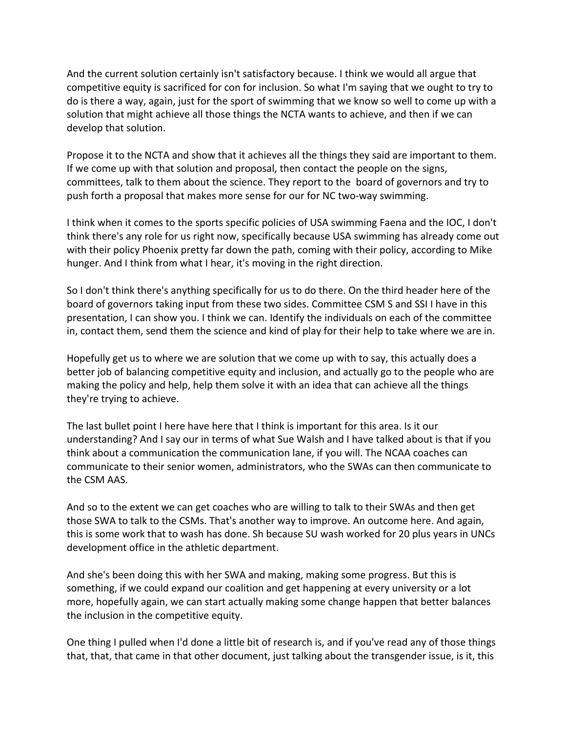And the current solution certainly isn't satisfactory because. I think we would all argue that competitive equity is sacrificed for con for inclusion. So what I'm saying that we ought to try to do is there a way, again, just for the sport of swimming that we know so well to come up with a solution that might achieve all those things the NCTA wants to achieve, and then if we can develop that solution.

Propose it to the NCTA and show that it achieves all the things they said are important to them. If we come up with that solution and proposal, then contact the people on the signs, committees, talk to them about the science. They report to the  board of governors and try to push forth a proposal that makes more sense for our for NC two-way swimming.

I think when it comes to the sports specific policies of USA swimming Faena and the IOC, I don't think there's any role for us right now, specifically because USA swimming has already come out with their policy Phoenix pretty far down the path, coming with their policy, according to Mike hunger. And I think from what I hear, it's moving in the right direction.

So I don't think there's anything specifically for us to do there. On the third header here of the board of governors taking input from these two sides. Committee CSM S and SSI I have in this presentation, I can show you. I think we can. Identify the individuals on each of the committee in, contact them, send them the science and kind of play for their help to take where we are in.

Hopefully get us to where we are solution that we come up with to say, this actually does a better job of balancing competitive equity and inclusion, and actually go to the people who are making the policy and help, help them solve it with an idea that can achieve all the things they're trying to achieve.

The last bullet point I here have here that I think is important for this area. Is it our understanding? And I say our in terms of what Sue Walsh and I have talked about is that if you think about a communication the communication lane, if you will. The NCAA coaches can communicate to their senior women, administrators, who the SWAs can then communicate to the CSM AAS.

And so to the extent we can get coaches who are willing to talk to their SWAs and then get those SWA to talk to the CSMs. That's another way to improve. An outcome here. And again, this is some work that to wash has done. Sh because SU wash worked for 20 plus years in UNCs development office in the athletic department.

And she's been doing this with her SWA and making, making some progress. But this is something, if we could expand our coalition and get happening at every university or a lot more, hopefully again, we can start actually making some change happen that better balances the inclusion in the competitive equity.

One thing I pulled when I'd done a little bit of research is, and if you've read any of those things that, that, that came in that other document, just talking about the transgender issue, is it, this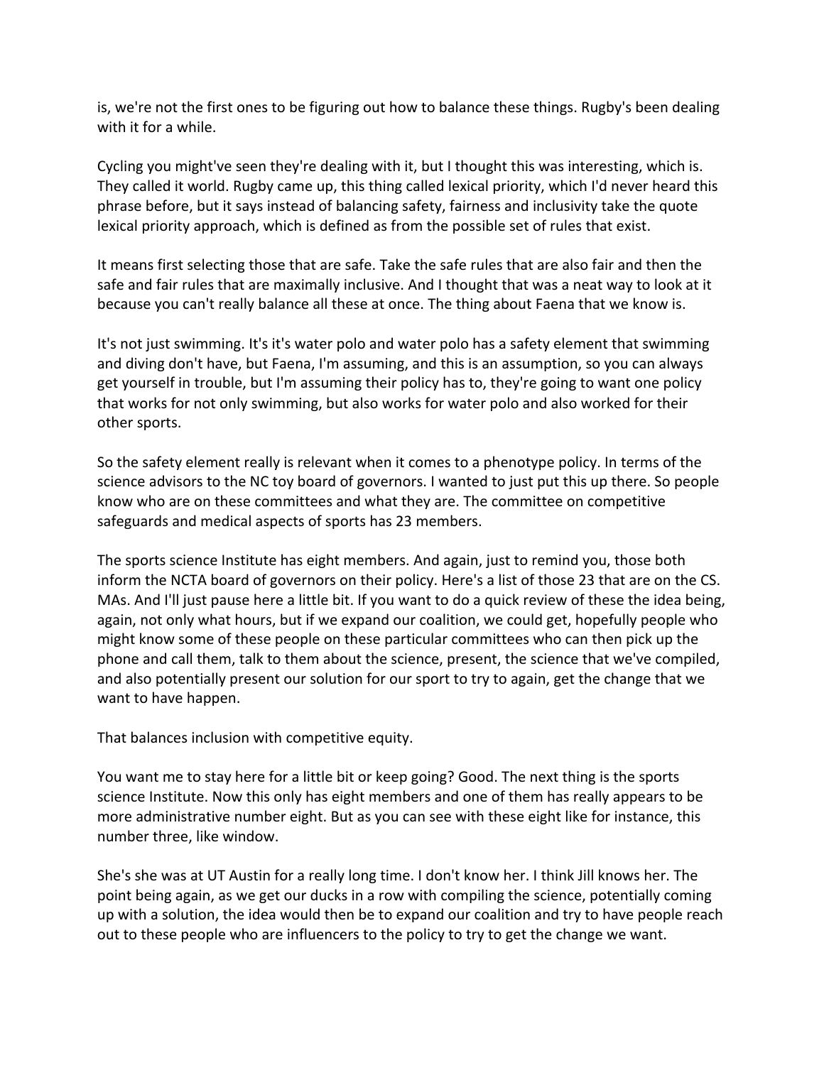is, we're not the first ones to be figuring out how to balance these things. Rugby's been dealing with it for a while.

Cycling you might've seen they're dealing with it, but I thought this was interesting, which is. They called it world. Rugby came up, this thing called lexical priority, which I'd never heard this phrase before, but it says instead of balancing safety, fairness and inclusivity take the quote lexical priority approach, which is defined as from the possible set of rules that exist.

It means first selecting those that are safe. Take the safe rules that are also fair and then the safe and fair rules that are maximally inclusive. And I thought that was a neat way to look at it because you can't really balance all these at once. The thing about Faena that we know is.

It's not just swimming. It's it's water polo and water polo has a safety element that swimming and diving don't have, but Faena, I'm assuming, and this is an assumption, so you can always get yourself in trouble, but I'm assuming their policy has to, they're going to want one policy that works for not only swimming, but also works for water polo and also worked for their other sports.

So the safety element really is relevant when it comes to a phenotype policy. In terms of the science advisors to the NC toy board of governors. I wanted to just put this up there. So people know who are on these committees and what they are. The committee on competitive safeguards and medical aspects of sports has 23 members.

The sports science Institute has eight members. And again, just to remind you, those both inform the NCTA board of governors on their policy. Here's a list of those 23 that are on the CS. MAs. And I'll just pause here a little bit. If you want to do a quick review of these the idea being, again, not only what hours, but if we expand our coalition, we could get, hopefully people who might know some of these people on these particular committees who can then pick up the phone and call them, talk to them about the science, present, the science that we've compiled, and also potentially present our solution for our sport to try to again, get the change that we want to have happen.

That balances inclusion with competitive equity.

You want me to stay here for a little bit or keep going? Good. The next thing is the sports science Institute. Now this only has eight members and one of them has really appears to be more administrative number eight. But as you can see with these eight like for instance, this number three, like window.

She's she was at UT Austin for a really long time. I don't know her. I think Jill knows her. The point being again, as we get our ducks in a row with compiling the science, potentially coming up with a solution, the idea would then be to expand our coalition and try to have people reach out to these people who are influencers to the policy to try to get the change we want.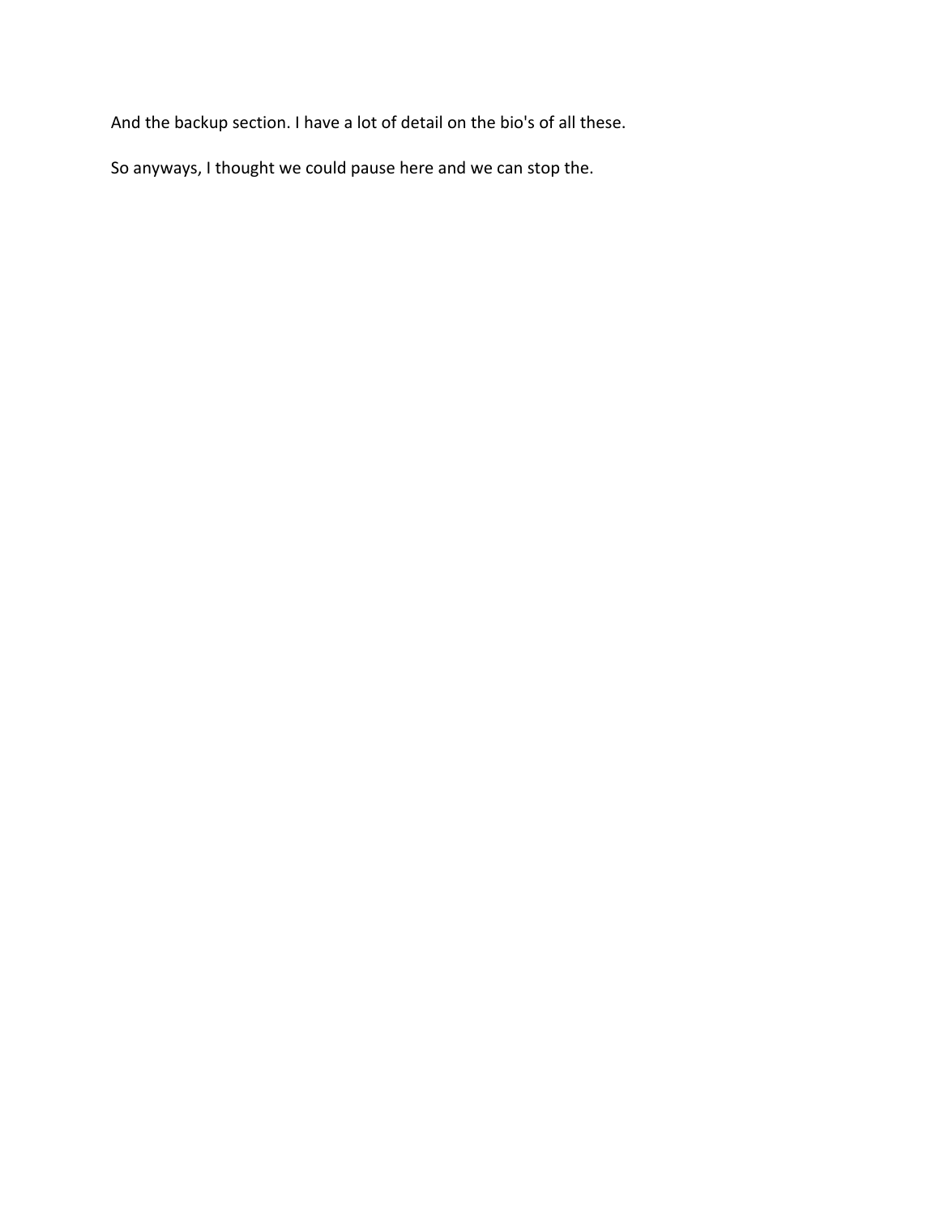And the backup section. I have a lot of detail on the bio's of all these.

So anyways, I thought we could pause here and we can stop the.